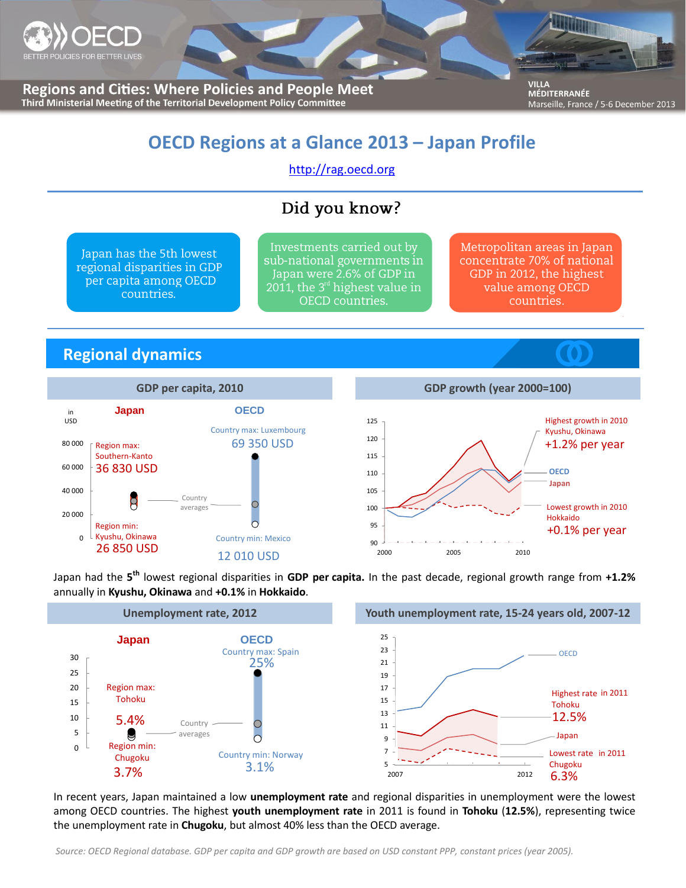OECD — BETTER POLICIES FOR BETTER LIVES

**Regions and Cities: Where Policies and People Meet**
Third Ministerial Meeting of the Territorial Development Policy Committee

VILLA MÉDITERRANÉE
Marseille, France / 5-6 December 2013

# OECD Regions at a Glance 2013 – Japan Profile

http://rag.oecd.org

## Did you know?

Japan has the 5th lowest regional disparities in GDP per capita among OECD countries.

Investments carried out by sub-national governments in Japan were 2.6% of GDP in 2011, the 3rd highest value in OECD countries.

Metropolitan areas in Japan concentrate 70% of national GDP in 2012, the highest value among OECD countries.

## Regional dynamics

### GDP per capita, 2010

in USD

**Japan**
- Region max: Southern-Kanto — 36 830 USD
- Region min: Kyushu, Okinawa — 26 850 USD

**OECD**
- Country max: Luxembourg — 69 350 USD
- Country min: Mexico — 12 010 USD

Country averages

### GDP growth (year 2000=100)

- Highest growth in 2010: Kyushu, Okinawa — +1.2% per year
- OECD
- Japan
- Lowest growth in 2010: Hokkaido — +0.1% per year

Japan had the 5th lowest regional disparities in **GDP per capita.** In the past decade, regional growth range from **+1.2%** annually in **Kyushu, Okinawa** and **+0.1%** in **Hokkaido**.

### Unemployment rate, 2012

**Japan**
- Region max: Tohoku — 5.4%
- Region min: Chugoku — 3.7%

**OECD**
- Country max: Spain — 25%
- Country min: Norway — 3.1%

Country averages

### Youth unemployment rate, 15-24 years old, 2007-12

- OECD
- Highest rate in 2011: Tohoku — 12.5%
- Japan
- Lowest rate in 2011: Chugoku — 6.3%

In recent years, Japan maintained a low **unemployment rate** and regional disparities in unemployment were the lowest among OECD countries. The highest **youth unemployment rate** in 2011 is found in **Tohoku** (**12.5%**), representing twice the unemployment rate in **Chugoku**, but almost 40% less than the OECD average.

*Source: OECD Regional database. GDP per capita and GDP growth are based on USD constant PPP, constant prices (year 2005).*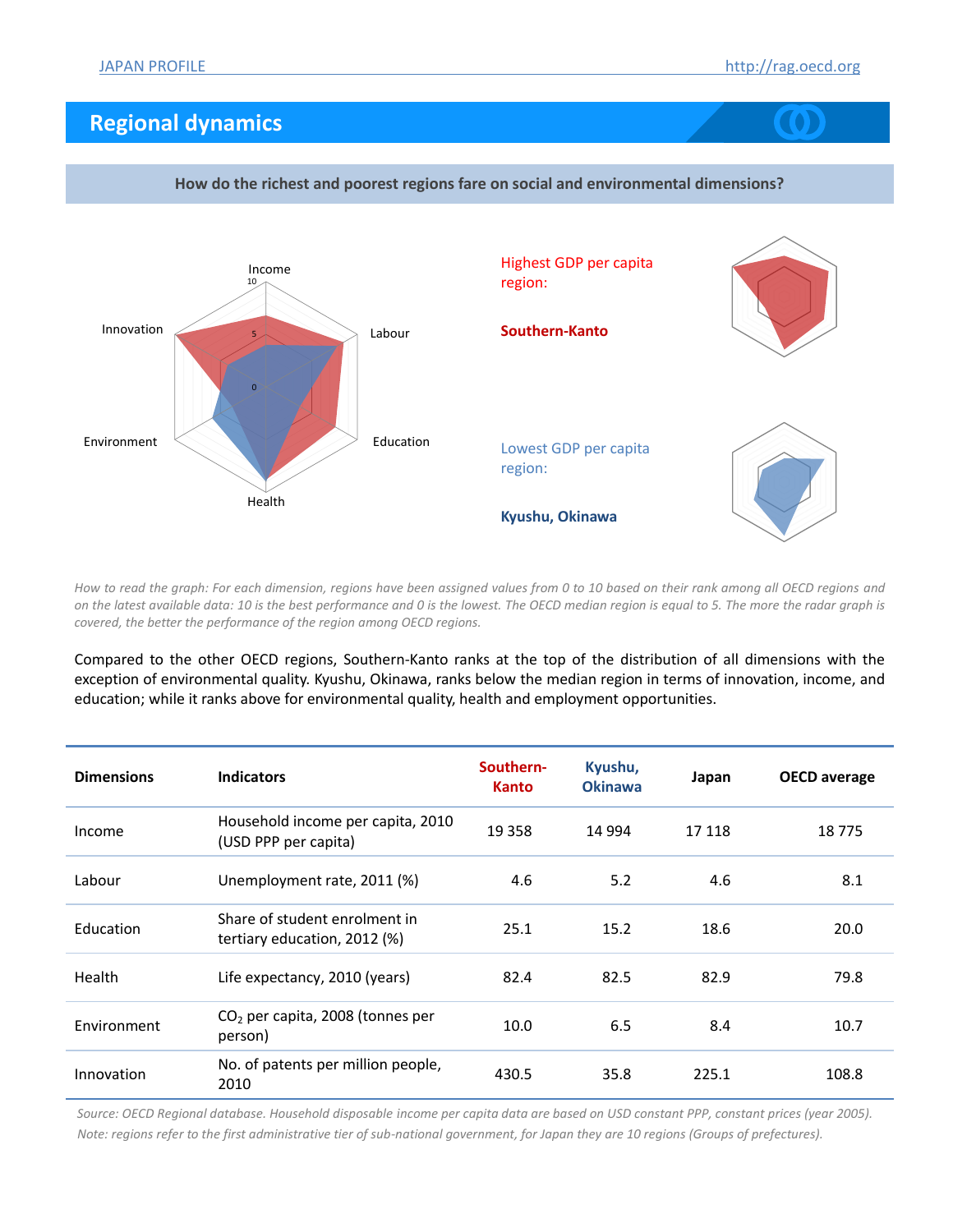## Regional dynamics

**How do the richest and poorest regions fare on social and environmental dimensions?**

Highest GDP per capita region:

**Southern-Kanto**

Lowest GDP per capita region:

**Kyushu, Okinawa**

*How to read the graph: For each dimension, regions have been assigned values from 0 to 10 based on their rank among all OECD regions and on the latest available data: 10 is the best performance and 0 is the lowest. The OECD median region is equal to 5. The more the radar graph is covered, the better the performance of the region among OECD regions.*

Compared to the other OECD regions, Southern-Kanto ranks at the top of the distribution of all dimensions with the exception of environmental quality. Kyushu, Okinawa, ranks below the median region in terms of innovation, income, and education; while it ranks above for environmental quality, health and employment opportunities.

| Dimensions | Indicators | Southern-Kanto | Kyushu, Okinawa | Japan | OECD average |
|---|---|---|---|---|---|
| Income | Household income per capita, 2010 (USD PPP per capita) | 19 358 | 14 994 | 17 118 | 18 775 |
| Labour | Unemployment rate, 2011 (%) | 4.6 | 5.2 | 4.6 | 8.1 |
| Education | Share of student enrolment in tertiary education, 2012 (%) | 25.1 | 15.2 | 18.6 | 20.0 |
| Health | Life expectancy, 2010 (years) | 82.4 | 82.5 | 82.9 | 79.8 |
| Environment | $CO_2$ per capita, 2008 (tonnes per person) | 10.0 | 6.5 | 8.4 | 10.7 |
| Innovation | No. of patents per million people, 2010 | 430.5 | 35.8 | 225.1 | 108.8 |

*Source: OECD Regional database. Household disposable income per capita data are based on USD constant PPP, constant prices (year 2005).*
*Note: regions refer to the first administrative tier of sub-national government, for Japan they are 10 regions (Groups of prefectures).*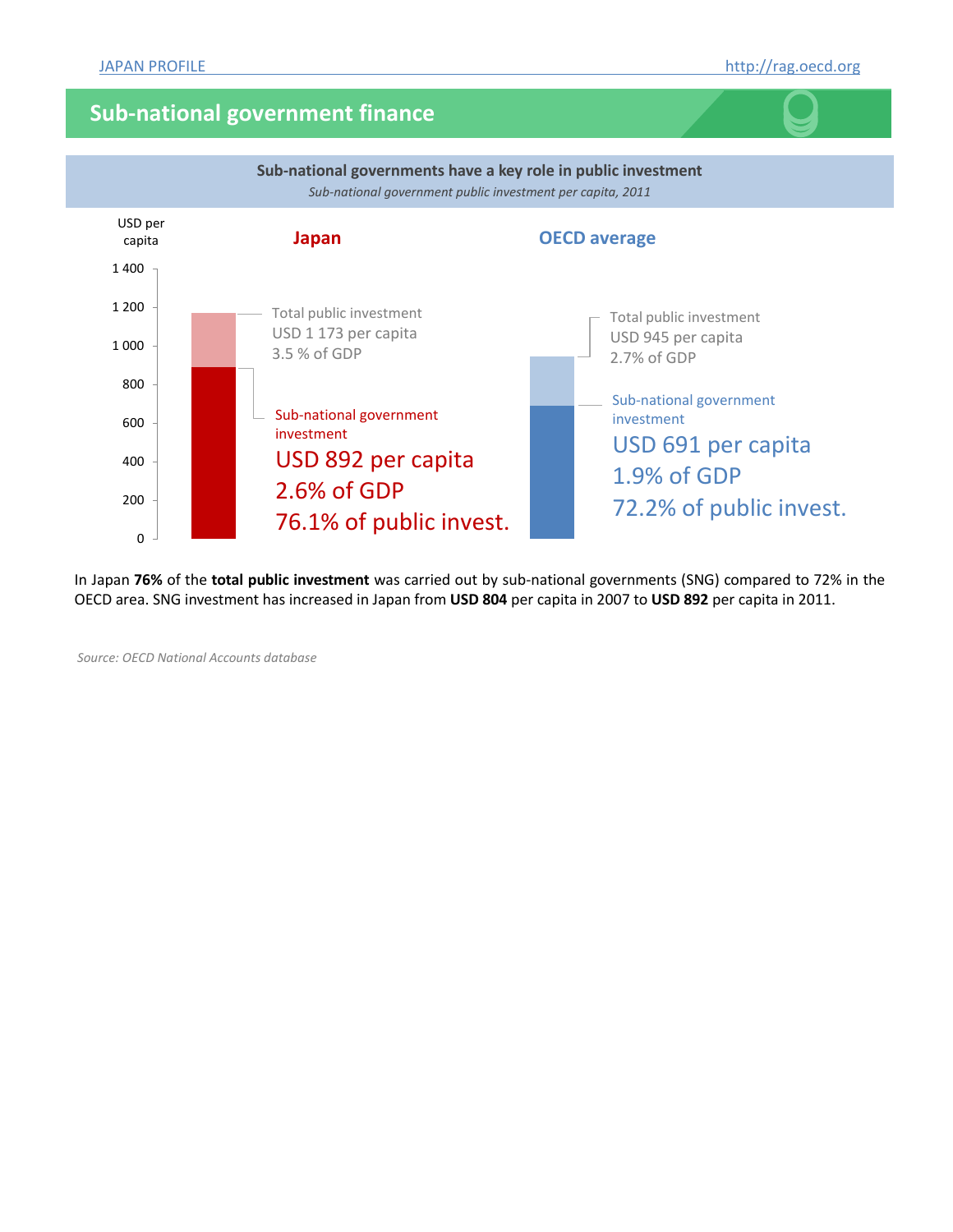## Sub-national government finance

**Sub-national governments have a key role in public investment**

*Sub-national government public investment per capita, 2011*

USD per capita

**Japan**

Total public investment
USD 1 173 per capita
3.5 % of GDP

Sub-national government investment
USD 892 per capita
2.6% of GDP
76.1% of public invest.

**OECD average**

Total public investment
USD 945 per capita
2.7% of GDP

Sub-national government investment
USD 691 per capita
1.9% of GDP
72.2% of public invest.

In Japan **76%** of the **total public investment** was carried out by sub-national governments (SNG) compared to 72% in the OECD area. SNG investment has increased in Japan from **USD 804** per capita in 2007 to **USD 892** per capita in 2011.

*Source: OECD National Accounts database*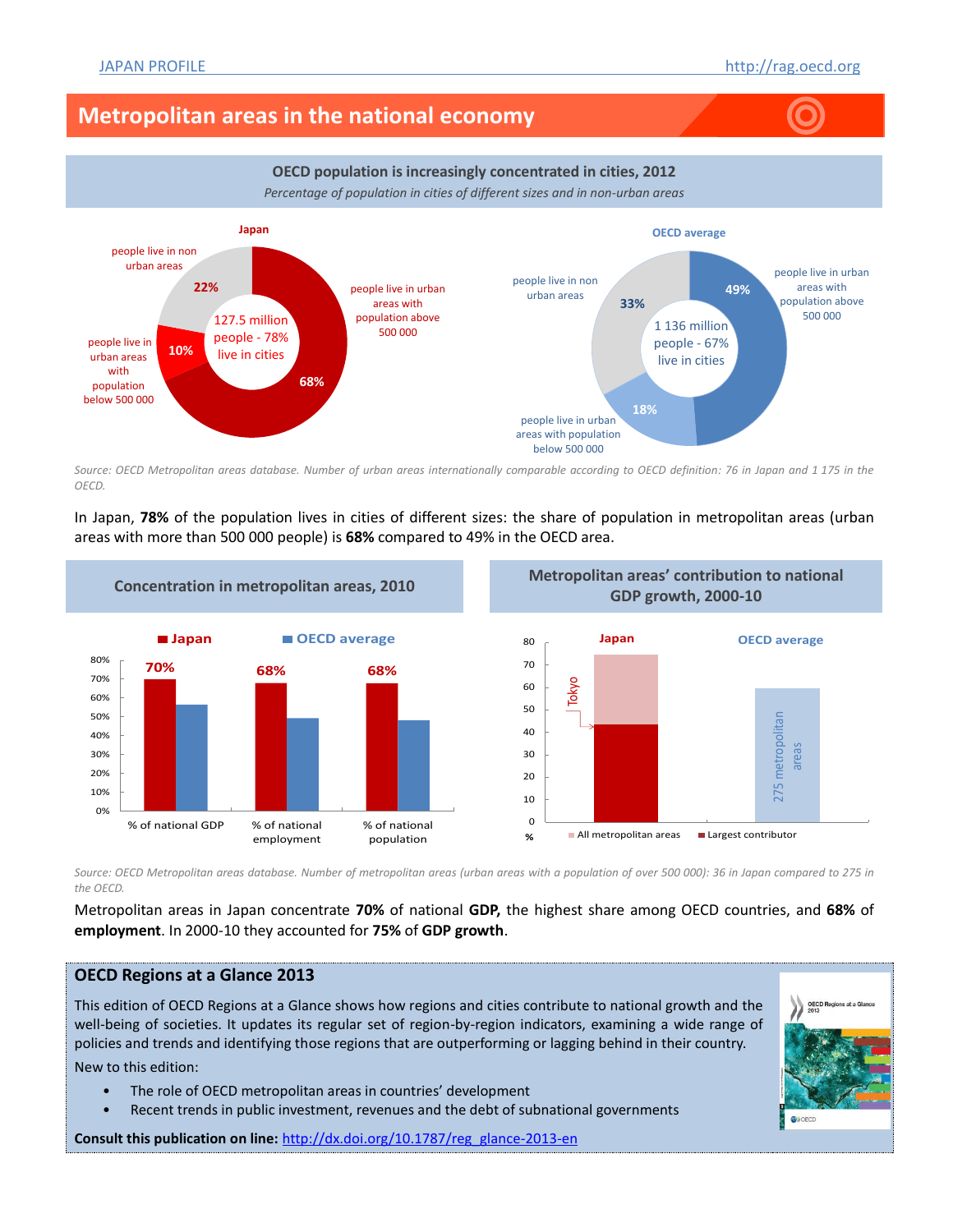# Metropolitan areas in the national economy

**OECD population is increasingly concentrated in cities, 2012**

*Percentage of population in cities of different sizes and in non-urban areas*

Japan

people live in non urban areas 22%

people live in urban areas with population below 500 000 10%

people live in urban areas with population above 500 000 68%

127.5 million people - 78% live in cities

OECD average

people live in non urban areas 33%

people live in urban areas with population below 500 000 18%

people live in urban areas with population above 500 000 49%

1 136 million people - 67% live in cities

*Source: OECD Metropolitan areas database. Number of urban areas internationally comparable according to OECD definition: 76 in Japan and 1 175 in the OECD.*

In Japan, **78%** of the population lives in cities of different sizes: the share of population in metropolitan areas (urban areas with more than 500 000 people) is **68%** compared to 49% in the OECD area.

**Concentration in metropolitan areas, 2010**

Japan    OECD average

80%
70%
60%
50%
40%
30%
20%
10%
0%

70%    68%    68%

% of national GDP    % of national employment    % of national population

**Metropolitan areas' contribution to national GDP growth, 2000-10**

Japan    OECD average

80
70
60
50
40
30
20
10
0
%

Tokyo

275 metropolitan areas

All metropolitan areas    Largest contributor

*Source: OECD Metropolitan areas database. Number of metropolitan areas (urban areas with a population of over 500 000): 36 in Japan compared to 275 in the OECD.*

Metropolitan areas in Japan concentrate **70%** of national **GDP,** the highest share among OECD countries, and **68%** of **employment**. In 2000-10 they accounted for **75%** of **GDP growth**.

## OECD Regions at a Glance 2013

This edition of OECD Regions at a Glance shows how regions and cities contribute to national growth and the well-being of societies. It updates its regular set of region-by-region indicators, examining a wide range of policies and trends and identifying those regions that are outperforming or lagging behind in their country.

New to this edition:

- The role of OECD metropolitan areas in countries' development
- Recent trends in public investment, revenues and the debt of subnational governments

**Consult this publication on line:** http://dx.doi.org/10.1787/reg_glance-2013-en